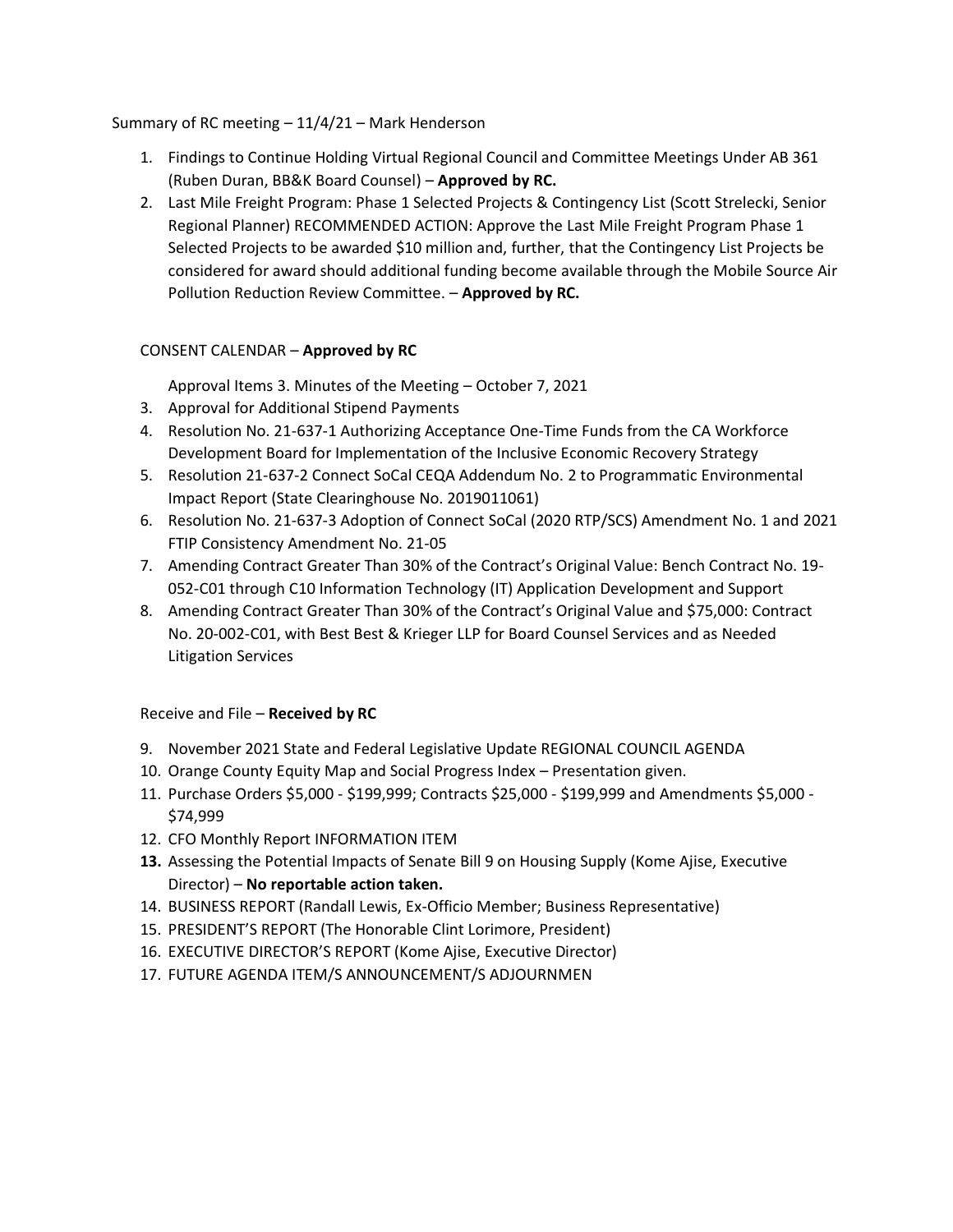Summary of RC meeting – 11/4/21 – Mark Henderson

1. Findings to Continue Holding Virtual Regional Council and Committee Meetings Under AB 361 (Ruben Duran, BB&K Board Counsel) – **Approved by RC.**
2. Last Mile Freight Program: Phase 1 Selected Projects & Contingency List (Scott Strelecki, Senior Regional Planner) RECOMMENDED ACTION: Approve the Last Mile Freight Program Phase 1 Selected Projects to be awarded $10 million and, further, that the Contingency List Projects be considered for award should additional funding become available through the Mobile Source Air Pollution Reduction Review Committee. – **Approved by RC.**

CONSENT CALENDAR – **Approved by RC**

Approval Items 3. Minutes of the Meeting – October 7, 2021

3. Approval for Additional Stipend Payments
4. Resolution No. 21-637-1 Authorizing Acceptance One-Time Funds from the CA Workforce Development Board for Implementation of the Inclusive Economic Recovery Strategy
5. Resolution 21-637-2 Connect SoCal CEQA Addendum No. 2 to Programmatic Environmental Impact Report (State Clearinghouse No. 2019011061)
6. Resolution No. 21-637-3 Adoption of Connect SoCal (2020 RTP/SCS) Amendment No. 1 and 2021 FTIP Consistency Amendment No. 21-05
7. Amending Contract Greater Than 30% of the Contract's Original Value: Bench Contract No. 19-052-C01 through C10 Information Technology (IT) Application Development and Support
8. Amending Contract Greater Than 30% of the Contract's Original Value and $75,000: Contract No. 20-002-C01, with Best Best & Krieger LLP for Board Counsel Services and as Needed Litigation Services

Receive and File – **Received by RC**

9. November 2021 State and Federal Legislative Update REGIONAL COUNCIL AGENDA
10. Orange County Equity Map and Social Progress Index – Presentation given.
11. Purchase Orders $5,000 - $199,999; Contracts $25,000 - $199,999 and Amendments $5,000 - $74,999
12. CFO Monthly Report INFORMATION ITEM
13. Assessing the Potential Impacts of Senate Bill 9 on Housing Supply (Kome Ajise, Executive Director) – **No reportable action taken.**
14. BUSINESS REPORT (Randall Lewis, Ex-Officio Member; Business Representative)
15. PRESIDENT'S REPORT (The Honorable Clint Lorimore, President)
16. EXECUTIVE DIRECTOR'S REPORT (Kome Ajise, Executive Director)
17. FUTURE AGENDA ITEM/S ANNOUNCEMENT/S ADJOURNMEN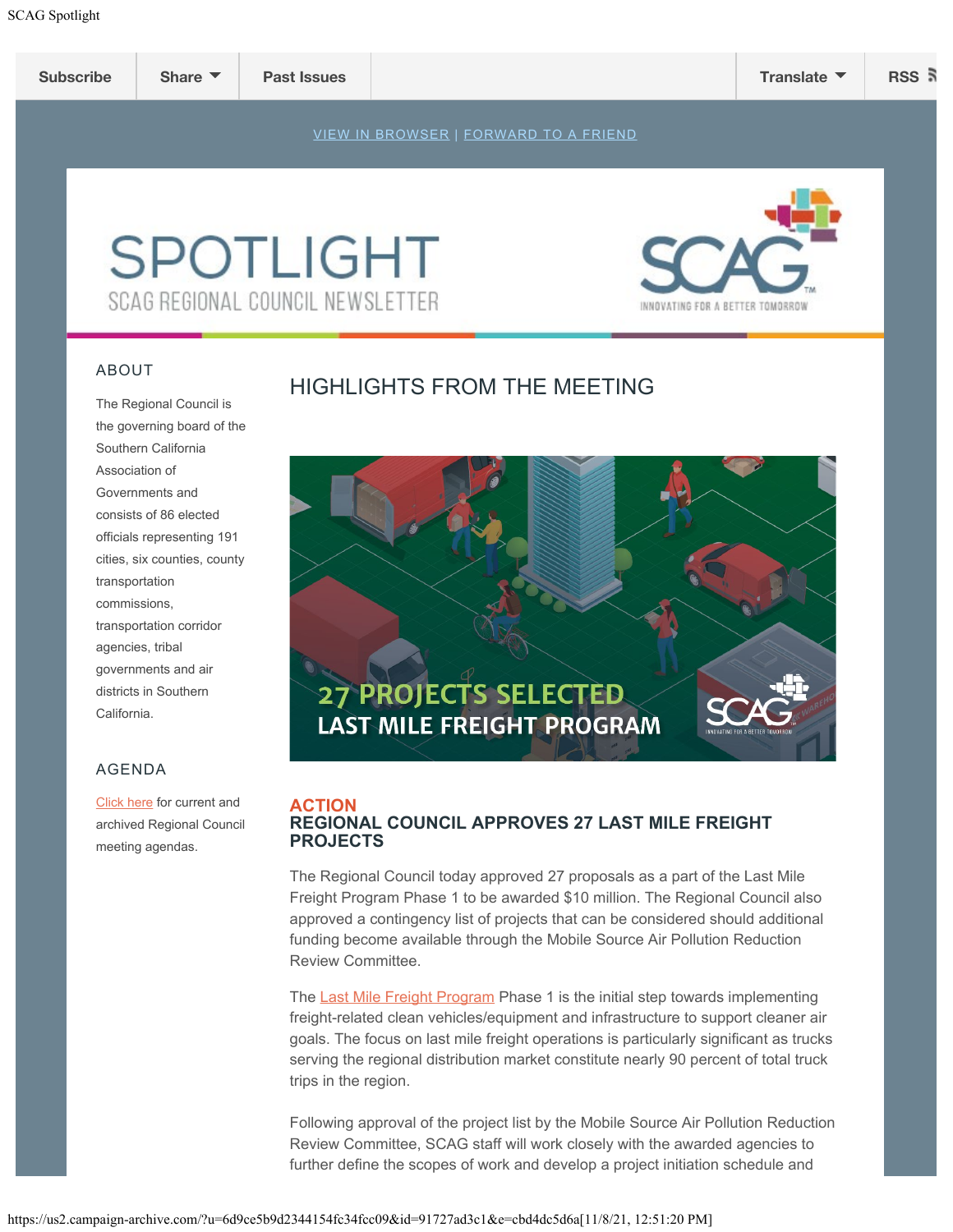Subscribe | Share | Past Issues | Translate | RSS

VIEW IN BROWSER | FORWARD TO A FRIEND

# SPOTLIGHT

SCAG REGIONAL COUNCIL NEWSLETTER

SCAG INNOVATING FOR A BETTER TOMORROW

## ABOUT

The Regional Council is the governing board of the Southern California Association of Governments and consists of 86 elected officials representing 191 cities, six counties, county transportation commissions, transportation corridor agencies, tribal governments and air districts in Southern California.

## AGENDA

Click here for current and archived Regional Council meeting agendas.

## HIGHLIGHTS FROM THE MEETING

27 PROJECTS SELECTED
LAST MILE FREIGHT PROGRAM

### ACTION
### REGIONAL COUNCIL APPROVES 27 LAST MILE FREIGHT PROJECTS

The Regional Council today approved 27 proposals as a part of the Last Mile Freight Program Phase 1 to be awarded $10 million. The Regional Council also approved a contingency list of projects that can be considered should additional funding become available through the Mobile Source Air Pollution Reduction Review Committee.

The Last Mile Freight Program Phase 1 is the initial step towards implementing freight-related clean vehicles/equipment and infrastructure to support cleaner air goals. The focus on last mile freight operations is particularly significant as trucks serving the regional distribution market constitute nearly 90 percent of total truck trips in the region.

Following approval of the project list by the Mobile Source Air Pollution Reduction Review Committee, SCAG staff will work closely with the awarded agencies to further define the scopes of work and develop a project initiation schedule and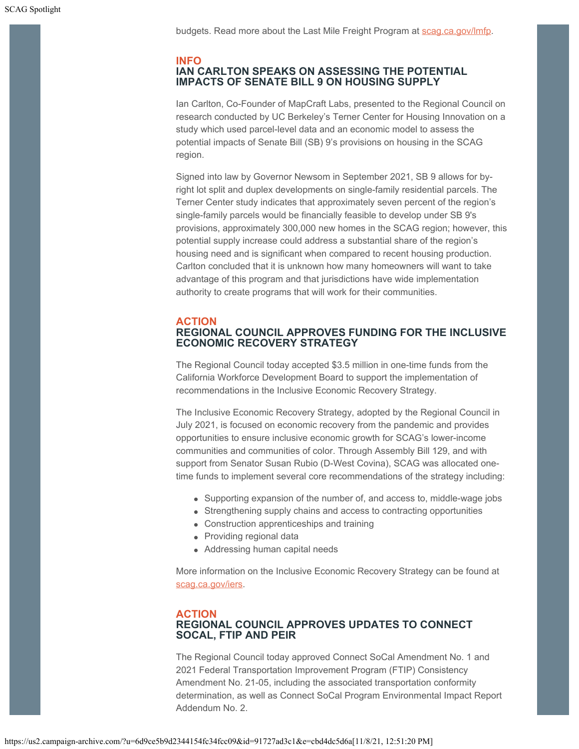budgets. Read more about the Last Mile Freight Program at [scag.ca.gov/lmfp](scag.ca.gov/lmfp).

**INFO**

### IAN CARLTON SPEAKS ON ASSESSING THE POTENTIAL IMPACTS OF SENATE BILL 9 ON HOUSING SUPPLY

Ian Carlton, Co-Founder of MapCraft Labs, presented to the Regional Council on research conducted by UC Berkeley's Terner Center for Housing Innovation on a study which used parcel-level data and an economic model to assess the potential impacts of Senate Bill (SB) 9's provisions on housing in the SCAG region.

Signed into law by Governor Newsom in September 2021, SB 9 allows for by-right lot split and duplex developments on single-family residential parcels. The Terner Center study indicates that approximately seven percent of the region's single-family parcels would be financially feasible to develop under SB 9's provisions, approximately 300,000 new homes in the SCAG region; however, this potential supply increase could address a substantial share of the region's housing need and is significant when compared to recent housing production. Carlton concluded that it is unknown how many homeowners will want to take advantage of this program and that jurisdictions have wide implementation authority to create programs that will work for their communities.

**ACTION**

### REGIONAL COUNCIL APPROVES FUNDING FOR THE INCLUSIVE ECONOMIC RECOVERY STRATEGY

The Regional Council today accepted $3.5 million in one-time funds from the California Workforce Development Board to support the implementation of recommendations in the Inclusive Economic Recovery Strategy.

The Inclusive Economic Recovery Strategy, adopted by the Regional Council in July 2021, is focused on economic recovery from the pandemic and provides opportunities to ensure inclusive economic growth for SCAG's lower-income communities and communities of color. Through Assembly Bill 129, and with support from Senator Susan Rubio (D-West Covina), SCAG was allocated one-time funds to implement several core recommendations of the strategy including:

- Supporting expansion of the number of, and access to, middle-wage jobs
- Strengthening supply chains and access to contracting opportunities
- Construction apprenticeships and training
- Providing regional data
- Addressing human capital needs

More information on the Inclusive Economic Recovery Strategy can be found at [scag.ca.gov/iers](scag.ca.gov/iers).

**ACTION**

### REGIONAL COUNCIL APPROVES UPDATES TO CONNECT SOCAL, FTIP AND PEIR

The Regional Council today approved Connect SoCal Amendment No. 1 and 2021 Federal Transportation Improvement Program (FTIP) Consistency Amendment No. 21-05, including the associated transportation conformity determination, as well as Connect SoCal Program Environmental Impact Report Addendum No. 2.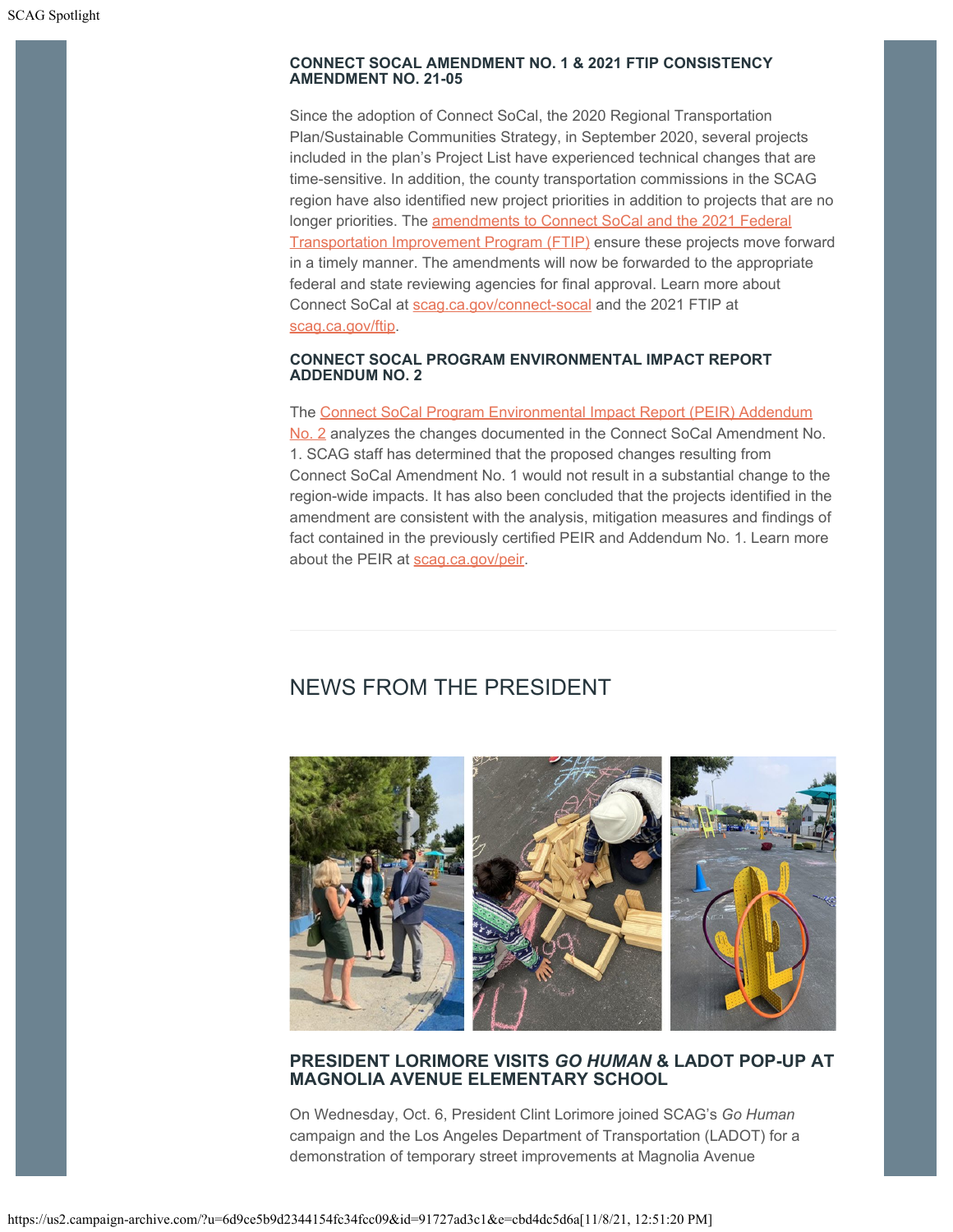### CONNECT SOCAL AMENDMENT NO. 1 & 2021 FTIP CONSISTENCY AMENDMENT NO. 21-05

Since the adoption of Connect SoCal, the 2020 Regional Transportation Plan/Sustainable Communities Strategy, in September 2020, several projects included in the plan's Project List have experienced technical changes that are time-sensitive. In addition, the county transportation commissions in the SCAG region have also identified new project priorities in addition to projects that are no longer priorities. The amendments to Connect SoCal and the 2021 Federal Transportation Improvement Program (FTIP) ensure these projects move forward in a timely manner. The amendments will now be forwarded to the appropriate federal and state reviewing agencies for final approval. Learn more about Connect SoCal at scag.ca.gov/connect-socal and the 2021 FTIP at scag.ca.gov/ftip.

### CONNECT SOCAL PROGRAM ENVIRONMENTAL IMPACT REPORT ADDENDUM NO. 2

The Connect SoCal Program Environmental Impact Report (PEIR) Addendum No. 2 analyzes the changes documented in the Connect SoCal Amendment No. 1. SCAG staff has determined that the proposed changes resulting from Connect SoCal Amendment No. 1 would not result in a substantial change to the region-wide impacts. It has also been concluded that the projects identified in the amendment are consistent with the analysis, mitigation measures and findings of fact contained in the previously certified PEIR and Addendum No. 1. Learn more about the PEIR at scag.ca.gov/peir.

---

## NEWS FROM THE PRESIDENT

### PRESIDENT LORIMORE VISITS *GO HUMAN* & LADOT POP-UP AT MAGNOLIA AVENUE ELEMENTARY SCHOOL

On Wednesday, Oct. 6, President Clint Lorimore joined SCAG's *Go Human* campaign and the Los Angeles Department of Transportation (LADOT) for a demonstration of temporary street improvements at Magnolia Avenue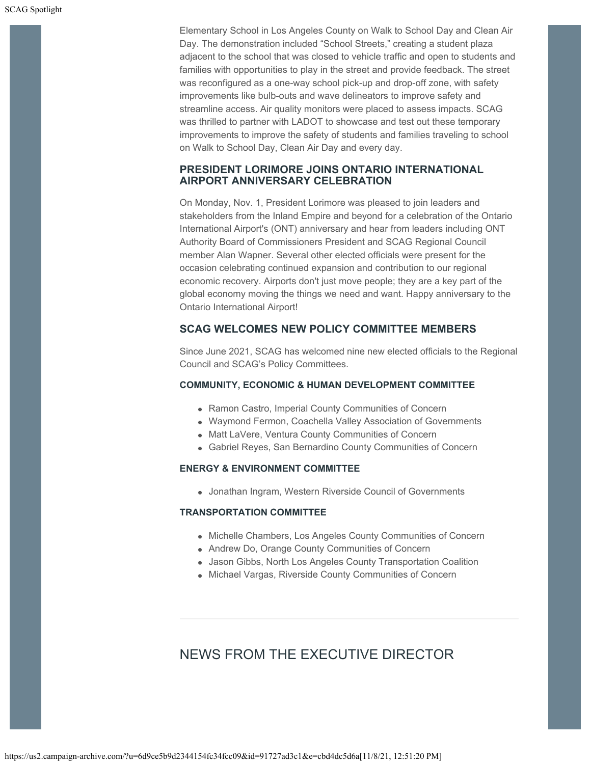Elementary School in Los Angeles County on Walk to School Day and Clean Air Day. The demonstration included “School Streets,” creating a student plaza adjacent to the school that was closed to vehicle traffic and open to students and families with opportunities to play in the street and provide feedback. The street was reconfigured as a one-way school pick-up and drop-off zone, with safety improvements like bulb-outs and wave delineators to improve safety and streamline access. Air quality monitors were placed to assess impacts. SCAG was thrilled to partner with LADOT to showcase and test out these temporary improvements to improve the safety of students and families traveling to school on Walk to School Day, Clean Air Day and every day.

### PRESIDENT LORIMORE JOINS ONTARIO INTERNATIONAL AIRPORT ANNIVERSARY CELEBRATION

On Monday, Nov. 1, President Lorimore was pleased to join leaders and stakeholders from the Inland Empire and beyond for a celebration of the Ontario International Airport's (ONT) anniversary and hear from leaders including ONT Authority Board of Commissioners President and SCAG Regional Council member Alan Wapner. Several other elected officials were present for the occasion celebrating continued expansion and contribution to our regional economic recovery. Airports don't just move people; they are a key part of the global economy moving the things we need and want. Happy anniversary to the Ontario International Airport!

### SCAG WELCOMES NEW POLICY COMMITTEE MEMBERS

Since June 2021, SCAG has welcomed nine new elected officials to the Regional Council and SCAG’s Policy Committees.

#### COMMUNITY, ECONOMIC & HUMAN DEVELOPMENT COMMITTEE

- Ramon Castro, Imperial County Communities of Concern
- Waymond Fermon, Coachella Valley Association of Governments
- Matt LaVere, Ventura County Communities of Concern
- Gabriel Reyes, San Bernardino County Communities of Concern

#### ENERGY & ENVIRONMENT COMMITTEE

- Jonathan Ingram, Western Riverside Council of Governments

#### TRANSPORTATION COMMITTEE

- Michelle Chambers, Los Angeles County Communities of Concern
- Andrew Do, Orange County Communities of Concern
- Jason Gibbs, North Los Angeles County Transportation Coalition
- Michael Vargas, Riverside County Communities of Concern

---

## NEWS FROM THE EXECUTIVE DIRECTOR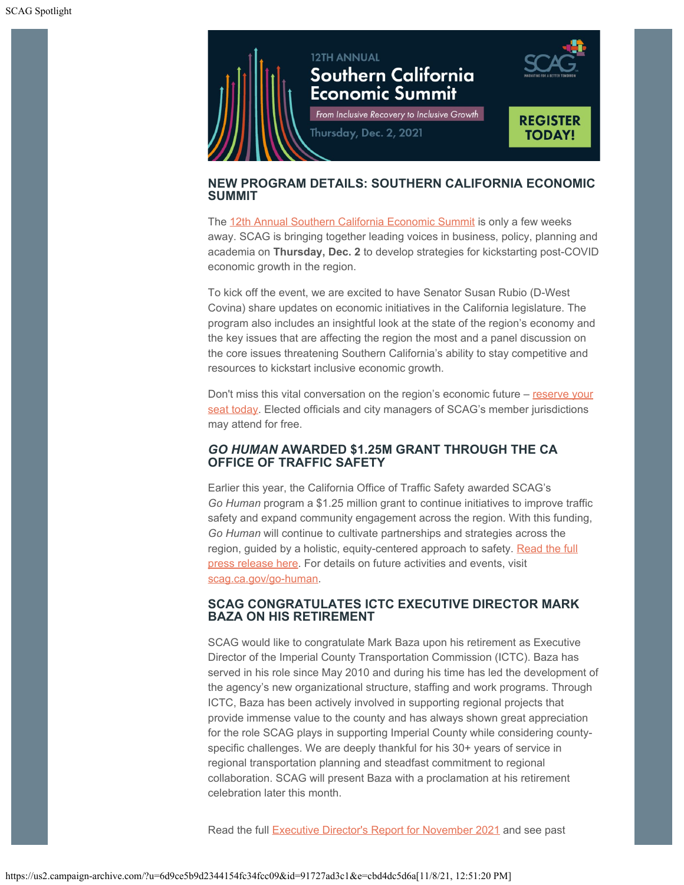## NEW PROGRAM DETAILS: SOUTHERN CALIFORNIA ECONOMIC SUMMIT

The 12th Annual Southern California Economic Summit is only a few weeks away. SCAG is bringing together leading voices in business, policy, planning and academia on **Thursday, Dec. 2** to develop strategies for kickstarting post-COVID economic growth in the region.

To kick off the event, we are excited to have Senator Susan Rubio (D-West Covina) share updates on economic initiatives in the California legislature. The program also includes an insightful look at the state of the region's economy and the key issues that are affecting the region the most and a panel discussion on the core issues threatening Southern California's ability to stay competitive and resources to kickstart inclusive economic growth.

Don't miss this vital conversation on the region's economic future – reserve your seat today. Elected officials and city managers of SCAG's member jurisdictions may attend for free.

## *GO HUMAN* AWARDED $1.25M GRANT THROUGH THE CA OFFICE OF TRAFFIC SAFETY

Earlier this year, the California Office of Traffic Safety awarded SCAG's *Go Human* program a $1.25 million grant to continue initiatives to improve traffic safety and expand community engagement across the region. With this funding, *Go Human* will continue to cultivate partnerships and strategies across the region, guided by a holistic, equity-centered approach to safety. Read the full press release here. For details on future activities and events, visit scag.ca.gov/go-human.

## SCAG CONGRATULATES ICTC EXECUTIVE DIRECTOR MARK BAZA ON HIS RETIREMENT

SCAG would like to congratulate Mark Baza upon his retirement as Executive Director of the Imperial County Transportation Commission (ICTC). Baza has served in his role since May 2010 and during his time has led the development of the agency's new organizational structure, staffing and work programs. Through ICTC, Baza has been actively involved in supporting regional projects that provide immense value to the county and has always shown great appreciation for the role SCAG plays in supporting Imperial County while considering county-specific challenges. We are deeply thankful for his 30+ years of service in regional transportation planning and steadfast commitment to regional collaboration. SCAG will present Baza with a proclamation at his retirement celebration later this month.

Read the full Executive Director's Report for November 2021 and see past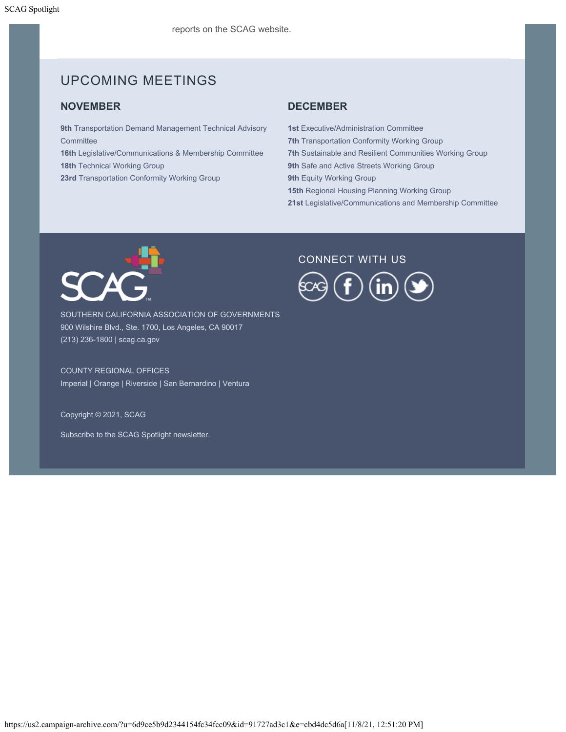reports on the SCAG website.

## UPCOMING MEETINGS

### NOVEMBER

**9th** Transportation Demand Management Technical Advisory Committee
**16th** Legislative/Communications & Membership Committee
**18th** Technical Working Group
**23rd** Transportation Conformity Working Group

### DECEMBER

**1st** Executive/Administration Committee
**7th** Transportation Conformity Working Group
**7th** Sustainable and Resilient Communities Working Group
**9th** Safe and Active Streets Working Group
**9th** Equity Working Group
**15th** Regional Housing Planning Working Group
**21st** Legislative/Communications and Membership Committee

SOUTHERN CALIFORNIA ASSOCIATION OF GOVERNMENTS
900 Wilshire Blvd., Ste. 1700, Los Angeles, CA 90017
(213) 236-1800 | scag.ca.gov

COUNTY REGIONAL OFFICES
Imperial | Orange | Riverside | San Bernardino | Ventura

Copyright © 2021, SCAG

Subscribe to the SCAG Spotlight newsletter.

CONNECT WITH US